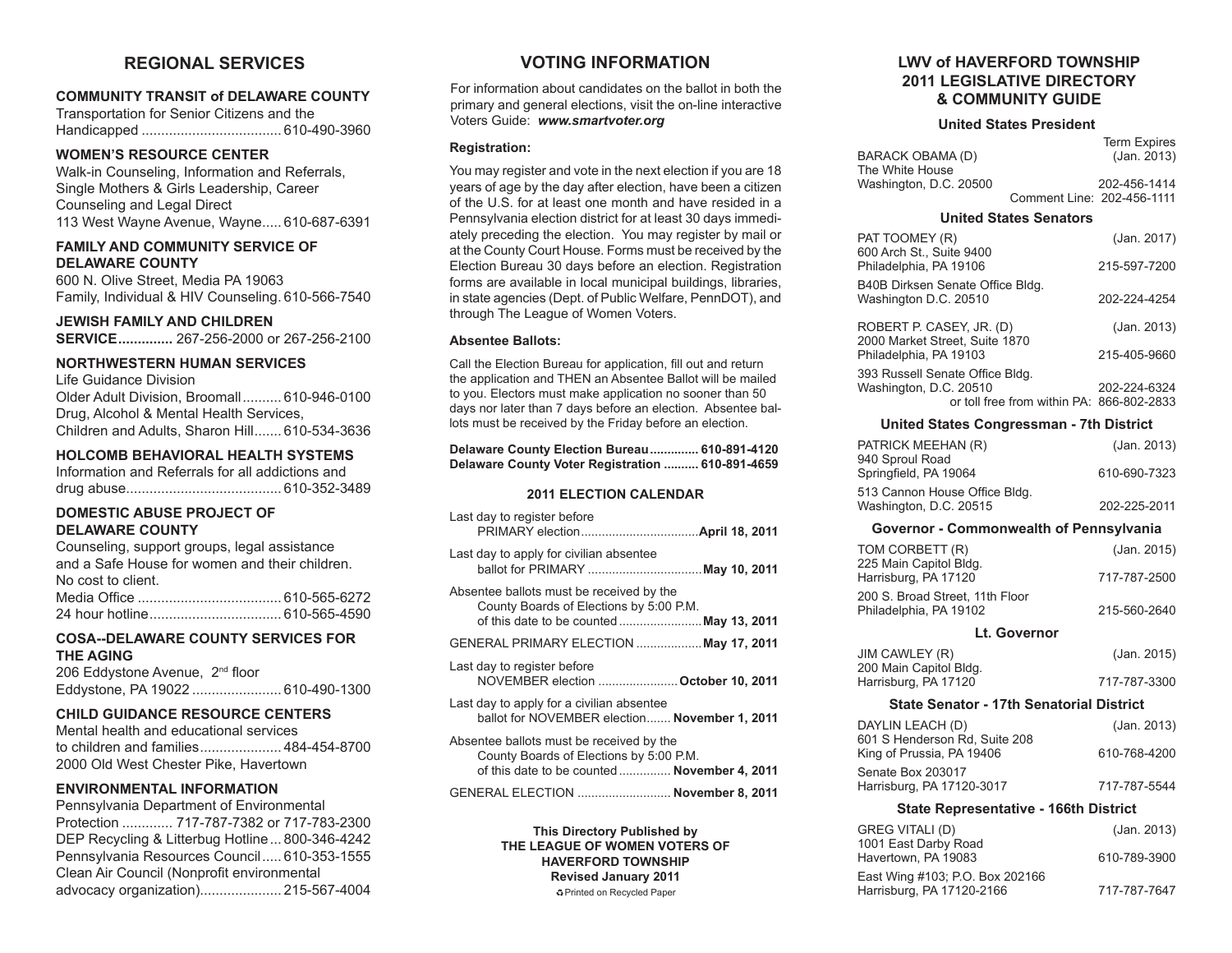## REGIONAL SERVICES

**COMMUNITY TRANSIT of DELAWARE COUNTY**
Transportation for Senior Citizens and the Handicapped .................................... 610-490-3960

**WOMEN'S RESOURCE CENTER**
Walk-in Counseling, Information and Referrals, Single Mothers & Girls Leadership, Career Counseling and Legal Direct
113 West Wayne Avenue, Wayne..... 610-687-6391

**FAMILY AND COMMUNITY SERVICE OF DELAWARE COUNTY**
600 N. Olive Street, Media PA 19063
Family, Individual & HIV Counseling. 610-566-7540

**JEWISH FAMILY AND CHILDREN SERVICE..............** 267-256-2000 or 267-256-2100

**NORTHWESTERN HUMAN SERVICES**
Life Guidance Division
Older Adult Division, Broomall.......... 610-946-0100
Drug, Alcohol & Mental Health Services, Children and Adults, Sharon Hill....... 610-534-3636

**HOLCOMB BEHAVIORAL HEALTH SYSTEMS**
Information and Referrals for all addictions and drug abuse........................................ 610-352-3489

**DOMESTIC ABUSE PROJECT OF DELAWARE COUNTY**
Counseling, support groups, legal assistance and a Safe House for women and their children. No cost to client.
Media Office ..................................... 610-565-6272
24 hour hotline.................................. 610-565-4590

**COSA--DELAWARE COUNTY SERVICES FOR THE AGING**
206 Eddystone Avenue, 2nd floor
Eddystone, PA 19022 ....................... 610-490-1300

**CHILD GUIDANCE RESOURCE CENTERS**
Mental health and educational services to children and families..................... 484-454-8700
2000 Old West Chester Pike, Havertown

**ENVIRONMENTAL INFORMATION**
Pennsylvania Department of Environmental Protection ............. 717-787-7382 or 717-783-2300
DEP Recycling & Litterbug Hotline ... 800-346-4242
Pennsylvania Resources Council ..... 610-353-1555
Clean Air Council (Nonprofit environmental advocacy organization)..................... 215-567-4004

## VOTING INFORMATION

For information about candidates on the ballot in both the primary and general elections, visit the on-line interactive Voters Guide: ***www.smartvoter.org***

**Registration:**

You may register and vote in the next election if you are 18 years of age by the day after election, have been a citizen of the U.S. for at least one month and have resided in a Pennsylvania election district for at least 30 days immediately preceding the election. You may register by mail or at the County Court House. Forms must be received by the Election Bureau 30 days before an election. Registration forms are available in local municipal buildings, libraries, in state agencies (Dept. of Public Welfare, PennDOT), and through The League of Women Voters.

**Absentee Ballots:**

Call the Election Bureau for application, fill out and return the application and THEN an Absentee Ballot will be mailed to you. Electors must make application no sooner than 50 days nor later than 7 days before an election. Absentee ballots must be received by the Friday before an election.

**Delaware County Election Bureau.............. 610-891-4120**
**Delaware County Voter Registration .......... 610-891-4659**

### 2011 ELECTION CALENDAR

Last day to register before PRIMARY election.................................. **April 18, 2011**

Last day to apply for civilian absentee ballot for PRIMARY ................................. **May 10, 2011**

Absentee ballots must be received by the County Boards of Elections by 5:00 P.M. of this date to be counted ........................ **May 13, 2011**

GENERAL PRIMARY ELECTION .................. **May 17, 2011**

Last day to register before NOVEMBER election ....................... **October 10, 2011**

Last day to apply for a civilian absentee ballot for NOVEMBER election....... **November 1, 2011**

Absentee ballots must be received by the County Boards of Elections by 5:00 P.M. of this date to be counted ............... **November 4, 2011**

GENERAL ELECTION ........................... **November 8, 2011**

**This Directory Published by**
**THE LEAGUE OF WOMEN VOTERS OF HAVERFORD TOWNSHIP**
**Revised January 2011**
♻Printed on Recycled Paper

## LWV of HAVERFORD TOWNSHIP 2011 LEGISLATIVE DIRECTORY & COMMUNITY GUIDE

### United States President

Term Expires
BARACK OBAMA (D) (Jan. 2013)
The White House
Washington, D.C. 20500 202-456-1414
Comment Line: 202-456-1111

### United States Senators

PAT TOOMEY (R) (Jan. 2017)
600 Arch St., Suite 9400
Philadelphia, PA 19106 215-597-7200
B40B Dirksen Senate Office Bldg.
Washington D.C. 20510 202-224-4254

ROBERT P. CASEY, JR. (D) (Jan. 2013)
2000 Market Street, Suite 1870
Philadelphia, PA 19103 215-405-9660
393 Russell Senate Office Bldg.
Washington, D.C. 20510 202-224-6324
or toll free from within PA: 866-802-2833

### United States Congressman - 7th District

PATRICK MEEHAN (R) (Jan. 2013)
940 Sproul Road
Springfield, PA 19064 610-690-7323
513 Cannon House Office Bldg.
Washington, D.C. 20515 202-225-2011

### Governor - Commonwealth of Pennsylvania

TOM CORBETT (R) (Jan. 2015)
225 Main Capitol Bldg.
Harrisburg, PA 17120 717-787-2500
200 S. Broad Street, 11th Floor
Philadelphia, PA 19102 215-560-2640

### Lt. Governor

JIM CAWLEY (R) (Jan. 2015)
200 Main Capitol Bldg.
Harrisburg, PA 17120 717-787-3300

### State Senator - 17th Senatorial District

DAYLIN LEACH (D) (Jan. 2013)
601 S Henderson Rd, Suite 208
King of Prussia, PA 19406 610-768-4200
Senate Box 203017
Harrisburg, PA 17120-3017 717-787-5544

### State Representative - 166th District

GREG VITALI (D) (Jan. 2013)
1001 East Darby Road
Havertown, PA 19083 610-789-3900
East Wing #103; P.O. Box 202166
Harrisburg, PA 17120-2166 717-787-7647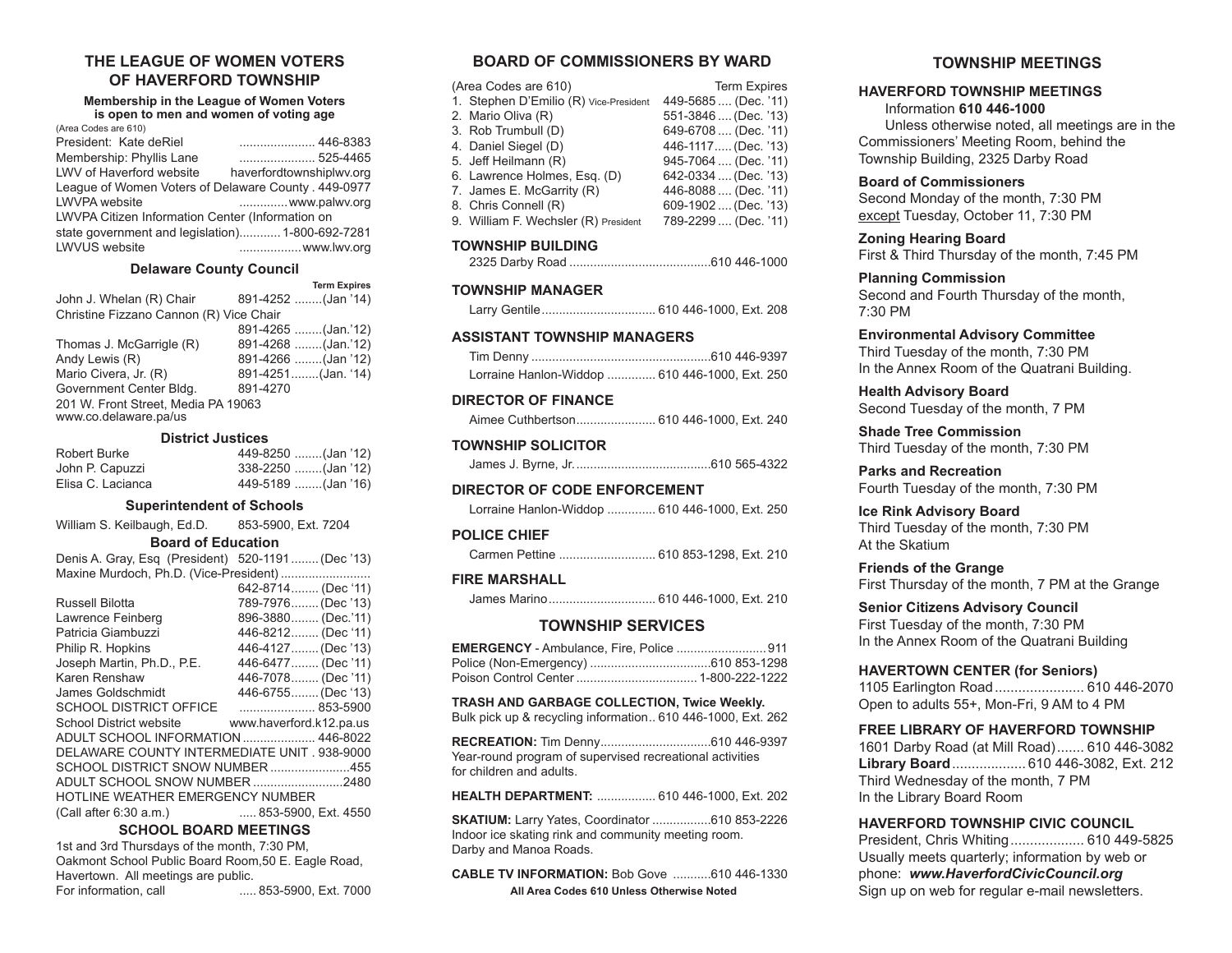## THE LEAGUE OF WOMEN VOTERS OF HAVERFORD TOWNSHIP

**Membership in the League of Women Voters is open to men and women of voting age**

(Area Codes are 610)

| | |
|---|---|
| President: Kate deRiel | 446-8383 |
| Membership: Phyllis Lane | 525-4465 |
| LWV of Haverford website | haverfordtownshiplwv.org |
| League of Women Voters of Delaware County | 449-0977 |
| LWVPA website | www.palwv.org |
| LWVPA Citizen Information Center (Information on state government and legislation) | 1-800-692-7281 |
| LWVUS website | www.lwv.org |

### Delaware County Council

| | | Term Expires |
|---|---|---|
| John J. Whelan (R) Chair | 891-4252 | (Jan '14) |
| Christine Fizzano Cannon (R) Vice Chair | 891-4265 | (Jan.'12) |
| Thomas J. McGarrigle (R) | 891-4268 | (Jan.'12) |
| Andy Lewis (R) | 891-4266 | (Jan '12) |
| Mario Civera, Jr. (R) | 891-4251 | (Jan. '14) |
| Government Center Bldg. | 891-4270 | |

201 W. Front Street, Media PA 19063
www.co.delaware.pa/us

### District Justices

| | | |
|---|---|---|
| Robert Burke | 449-8250 | (Jan '12) |
| John P. Capuzzi | 338-2250 | (Jan '12) |
| Elisa C. Lacianca | 449-5189 | (Jan '16) |

### Superintendent of Schools

William S. Keilbaugh, Ed.D. 853-5900, Ext. 7204

### Board of Education

| | | |
|---|---|---|
| Denis A. Gray, Esq (President) | 520-1191 | (Dec '13) |
| Maxine Murdoch, Ph.D. (Vice-President) | 642-8714 | (Dec '11) |
| Russell Bilotta | 789-7976 | (Dec '13) |
| Lawrence Feinberg | 896-3880 | (Dec.'11) |
| Patricia Giambuzzi | 446-8212 | (Dec '11) |
| Philip R. Hopkins | 446-4127 | (Dec '13) |
| Joseph Martin, Ph.D., P.E. | 446-6477 | (Dec '11) |
| Karen Renshaw | 446-7078 | (Dec '11) |
| James Goldschmidt | 446-6755 | (Dec '13) |

| | |
|---|---|
| SCHOOL DISTRICT OFFICE | 853-5900 |
| School District website | www.haverford.k12.pa.us |
| ADULT SCHOOL INFORMATION | 446-8022 |
| DELAWARE COUNTY INTERMEDIATE UNIT | 938-9000 |
| SCHOOL DISTRICT SNOW NUMBER | 455 |
| ADULT SCHOOL SNOW NUMBER | 2480 |
| HOTLINE WEATHER EMERGENCY NUMBER (Call after 6:30 a.m.) | 853-5900, Ext. 4550 |

### SCHOOL BOARD MEETINGS

1st and 3rd Thursdays of the month, 7:30 PM, Oakmont School Public Board Room, 50 E. Eagle Road, Havertown. All meetings are public.
For information, call ..... 853-5900, Ext. 7000

## BOARD OF COMMISSIONERS BY WARD

| (Area Codes are 610) | | Term Expires |
|---|---|---|
| 1. Stephen D'Emilio (R) Vice-President | 449-5685 | (Dec. '11) |
| 2. Mario Oliva (R) | 551-3846 | (Dec. '13) |
| 3. Rob Trumbull (D) | 649-6708 | (Dec. '11) |
| 4. Daniel Siegel (D) | 446-1117 | (Dec. '13) |
| 5. Jeff Heilmann (R) | 945-7064 | (Dec. '11) |
| 6. Lawrence Holmes, Esq. (D) | 642-0334 | (Dec. '13) |
| 7. James E. McGarrity (R) | 446-8088 | (Dec. '11) |
| 8. Chris Connell (R) | 609-1902 | (Dec. '13) |
| 9. William F. Wechsler (R) President | 789-2299 | (Dec. '11) |

### TOWNSHIP BUILDING

2325 Darby Road ..... 610 446-1000

### TOWNSHIP MANAGER

Larry Gentile ..... 610 446-1000, Ext. 208

### ASSISTANT TOWNSHIP MANAGERS

Tim Denny ..... 610 446-9397
Lorraine Hanlon-Widdop ..... 610 446-1000, Ext. 250

### DIRECTOR OF FINANCE

Aimee Cuthbertson ..... 610 446-1000, Ext. 240

### TOWNSHIP SOLICITOR

James J. Byrne, Jr. ..... 610 565-4322

### DIRECTOR OF CODE ENFORCEMENT

Lorraine Hanlon-Widdop ..... 610 446-1000, Ext. 250

### POLICE CHIEF

Carmen Pettine ..... 610 853-1298, Ext. 210

### FIRE MARSHALL

James Marino ..... 610 446-1000, Ext. 210

## TOWNSHIP SERVICES

**EMERGENCY** - Ambulance, Fire, Police ..... 911
Police (Non-Emergency) ..... 610 853-1298
Poison Control Center ..... 1-800-222-1222

**TRASH AND GARBAGE COLLECTION, Twice Weekly.**
Bulk pick up & recycling information.. 610 446-1000, Ext. 262

**RECREATION:** Tim Denny ..... 610 446-9397
Year-round program of supervised recreational activities for children and adults.

**HEALTH DEPARTMENT:** ..... 610 446-1000, Ext. 202

**SKATIUM:** Larry Yates, Coordinator ..... 610 853-2226
Indoor ice skating rink and community meeting room. Darby and Manoa Roads.

**CABLE TV INFORMATION:** Bob Gove ..... 610 446-1330

**All Area Codes 610 Unless Otherwise Noted**

## TOWNSHIP MEETINGS

### HAVERFORD TOWNSHIP MEETINGS

Information **610 446-1000**

Unless otherwise noted, all meetings are in the Commissioners' Meeting Room, behind the Township Building, 2325 Darby Road

**Board of Commissioners**
Second Monday of the month, 7:30 PM
except Tuesday, October 11, 7:30 PM

**Zoning Hearing Board**
First & Third Thursday of the month, 7:45 PM

**Planning Commission**
Second and Fourth Thursday of the month, 7:30 PM

**Environmental Advisory Committee**
Third Tuesday of the month, 7:30 PM
In the Annex Room of the Quatrani Building.

**Health Advisory Board**
Second Tuesday of the month, 7 PM

**Shade Tree Commission**
Third Tuesday of the month, 7:30 PM

**Parks and Recreation**
Fourth Tuesday of the month, 7:30 PM

**Ice Rink Advisory Board**
Third Tuesday of the month, 7:30 PM
At the Skatium

**Friends of the Grange**
First Thursday of the month, 7 PM at the Grange

**Senior Citizens Advisory Council**
First Tuesday of the month, 7:30 PM
In the Annex Room of the Quatrani Building

### HAVERTOWN CENTER (for Seniors)

1105 Earlington Road ..... 610 446-2070
Open to adults 55+, Mon-Fri, 9 AM to 4 PM

### FREE LIBRARY OF HAVERFORD TOWNSHIP

1601 Darby Road (at Mill Road) ..... 610 446-3082
**Library Board** ..... 610 446-3082, Ext. 212
Third Wednesday of the month, 7 PM
In the Library Board Room

### HAVERFORD TOWNSHIP CIVIC COUNCIL

President, Chris Whiting ..... 610 449-5825
Usually meets quarterly; information by web or phone: ***www.HaverfordCivicCouncil.org***
Sign up on web for regular e-mail newsletters.